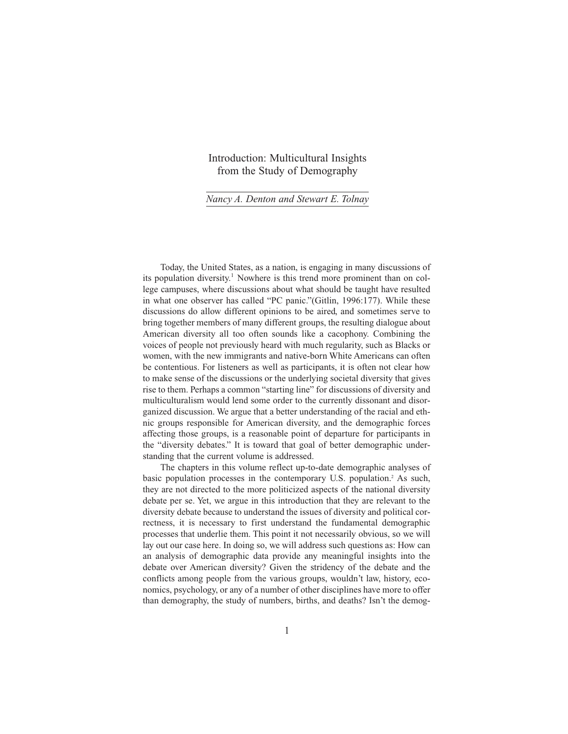# Introduction: Multicultural Insights from the Study of Demography

*Nancy A. Denton and Stewart E. Tolnay*

Today, the United States, as a nation, is engaging in many discussions of its population diversity.[1] Nowhere is this trend more prominent than on college campuses, where discussions about what should be taught have resulted in what one observer has called "PC panic."(Gitlin, 1996:177). While these discussions do allow different opinions to be aired, and sometimes serve to bring together members of many different groups, the resulting dialogue about American diversity all too often sounds like a cacophony. Combining the voices of people not previously heard with much regularity, such as Blacks or women, with the new immigrants and native-born White Americans can often be contentious. For listeners as well as participants, it is often not clear how to make sense of the discussions or the underlying societal diversity that gives rise to them. Perhaps a common "starting line" for discussions of diversity and multiculturalism would lend some order to the currently dissonant and disorganized discussion. We argue that a better understanding of the racial and ethnic groups responsible for American diversity, and the demographic forces affecting those groups, is a reasonable point of departure for participants in the "diversity debates." It is toward that goal of better demographic understanding that the current volume is addressed.

The chapters in this volume reflect up-to-date demographic analyses of basic population processes in the contemporary U.S. population.[2] As such, they are not directed to the more politicized aspects of the national diversity debate per se. Yet, we argue in this introduction that they are relevant to the diversity debate because to understand the issues of diversity and political correctness, it is necessary to first understand the fundamental demographic processes that underlie them. This point it not necessarily obvious, so we will lay out our case here. In doing so, we will address such questions as: How can an analysis of demographic data provide any meaningful insights into the debate over American diversity? Given the stridency of the debate and the conflicts among people from the various groups, wouldn't law, history, economics, psychology, or any of a number of other disciplines have more to offer than demography, the study of numbers, births, and deaths? Isn't the demog-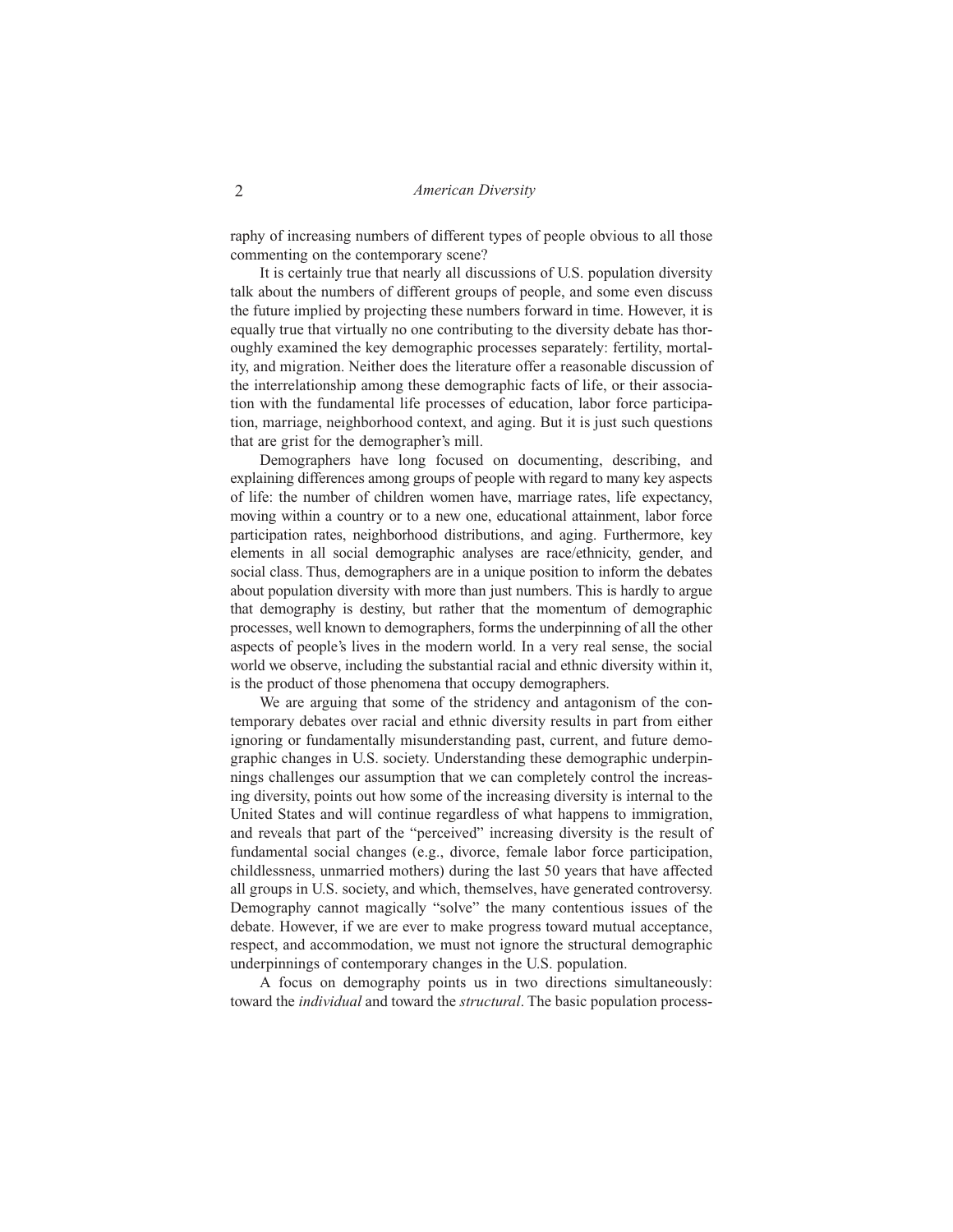raphy of increasing numbers of different types of people obvious to all those commenting on the contemporary scene?

It is certainly true that nearly all discussions of U.S. population diversity talk about the numbers of different groups of people, and some even discuss the future implied by projecting these numbers forward in time. However, it is equally true that virtually no one contributing to the diversity debate has thoroughly examined the key demographic processes separately: fertility, mortality, and migration. Neither does the literature offer a reasonable discussion of the interrelationship among these demographic facts of life, or their association with the fundamental life processes of education, labor force participation, marriage, neighborhood context, and aging. But it is just such questions that are grist for the demographer's mill.

Demographers have long focused on documenting, describing, and explaining differences among groups of people with regard to many key aspects of life: the number of children women have, marriage rates, life expectancy, moving within a country or to a new one, educational attainment, labor force participation rates, neighborhood distributions, and aging. Furthermore, key elements in all social demographic analyses are race/ethnicity, gender, and social class. Thus, demographers are in a unique position to inform the debates about population diversity with more than just numbers. This is hardly to argue that demography is destiny, but rather that the momentum of demographic processes, well known to demographers, forms the underpinning of all the other aspects of people's lives in the modern world. In a very real sense, the social world we observe, including the substantial racial and ethnic diversity within it, is the product of those phenomena that occupy demographers.

We are arguing that some of the stridency and antagonism of the contemporary debates over racial and ethnic diversity results in part from either ignoring or fundamentally misunderstanding past, current, and future demographic changes in U.S. society. Understanding these demographic underpinnings challenges our assumption that we can completely control the increasing diversity, points out how some of the increasing diversity is internal to the United States and will continue regardless of what happens to immigration, and reveals that part of the "perceived" increasing diversity is the result of fundamental social changes (e.g., divorce, female labor force participation, childlessness, unmarried mothers) during the last 50 years that have affected all groups in U.S. society, and which, themselves, have generated controversy. Demography cannot magically "solve" the many contentious issues of the debate. However, if we are ever to make progress toward mutual acceptance, respect, and accommodation, we must not ignore the structural demographic underpinnings of contemporary changes in the U.S. population.

A focus on demography points us in two directions simultaneously: toward the *individual* and toward the *structural*. The basic population process-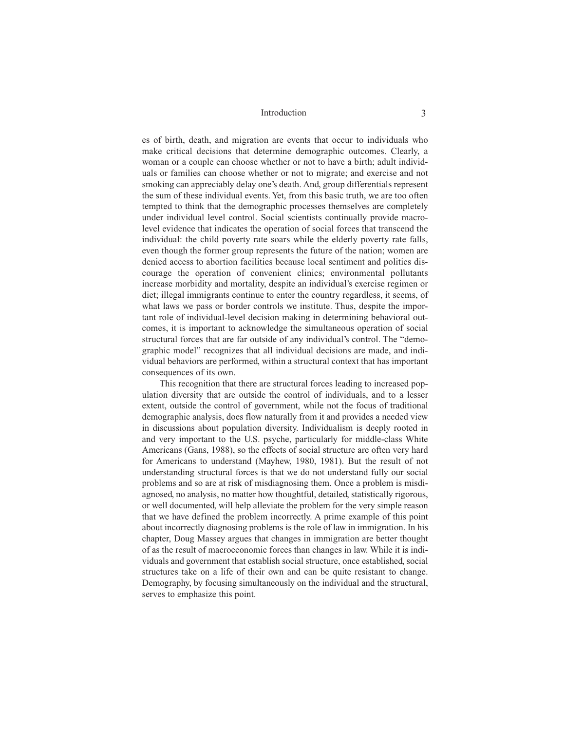es of birth, death, and migration are events that occur to individuals who make critical decisions that determine demographic outcomes. Clearly, a woman or a couple can choose whether or not to have a birth; adult individuals or families can choose whether or not to migrate; and exercise and not smoking can appreciably delay one's death. And, group differentials represent the sum of these individual events. Yet, from this basic truth, we are too often tempted to think that the demographic processes themselves are completely under individual level control. Social scientists continually provide macro-level evidence that indicates the operation of social forces that transcend the individual: the child poverty rate soars while the elderly poverty rate falls, even though the former group represents the future of the nation; women are denied access to abortion facilities because local sentiment and politics discourage the operation of convenient clinics; environmental pollutants increase morbidity and mortality, despite an individual's exercise regimen or diet; illegal immigrants continue to enter the country regardless, it seems, of what laws we pass or border controls we institute. Thus, despite the important role of individual-level decision making in determining behavioral outcomes, it is important to acknowledge the simultaneous operation of social structural forces that are far outside of any individual's control. The "demographic model" recognizes that all individual decisions are made, and individual behaviors are performed, within a structural context that has important consequences of its own.

This recognition that there are structural forces leading to increased population diversity that are outside the control of individuals, and to a lesser extent, outside the control of government, while not the focus of traditional demographic analysis, does flow naturally from it and provides a needed view in discussions about population diversity. Individualism is deeply rooted in and very important to the U.S. psyche, particularly for middle-class White Americans (Gans, 1988), so the effects of social structure are often very hard for Americans to understand (Mayhew, 1980, 1981). But the result of not understanding structural forces is that we do not understand fully our social problems and so are at risk of misdiagnosing them. Once a problem is misdiagnosed, no analysis, no matter how thoughtful, detailed, statistically rigorous, or well documented, will help alleviate the problem for the very simple reason that we have defined the problem incorrectly. A prime example of this point about incorrectly diagnosing problems is the role of law in immigration. In his chapter, Doug Massey argues that changes in immigration are better thought of as the result of macroeconomic forces than changes in law. While it is individuals and government that establish social structure, once established, social structures take on a life of their own and can be quite resistant to change. Demography, by focusing simultaneously on the individual and the structural, serves to emphasize this point.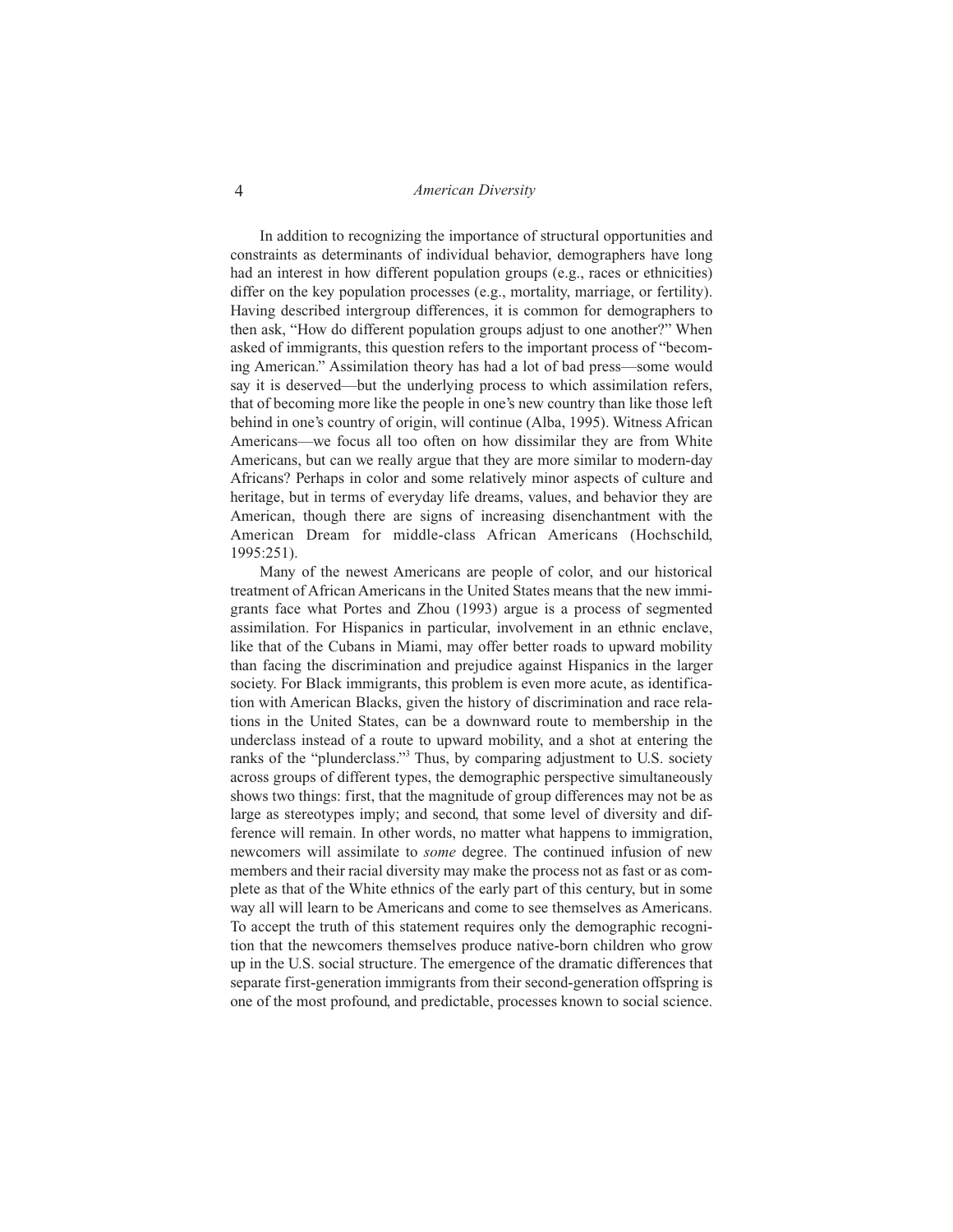In addition to recognizing the importance of structural opportunities and constraints as determinants of individual behavior, demographers have long had an interest in how different population groups (e.g., races or ethnicities) differ on the key population processes (e.g., mortality, marriage, or fertility). Having described intergroup differences, it is common for demographers to then ask, "How do different population groups adjust to one another?" When asked of immigrants, this question refers to the important process of "becoming American." Assimilation theory has had a lot of bad press—some would say it is deserved—but the underlying process to which assimilation refers, that of becoming more like the people in one's new country than like those left behind in one's country of origin, will continue (Alba, 1995). Witness African Americans—we focus all too often on how dissimilar they are from White Americans, but can we really argue that they are more similar to modern-day Africans? Perhaps in color and some relatively minor aspects of culture and heritage, but in terms of everyday life dreams, values, and behavior they are American, though there are signs of increasing disenchantment with the American Dream for middle-class African Americans (Hochschild, 1995:251).

Many of the newest Americans are people of color, and our historical treatment of African Americans in the United States means that the new immigrants face what Portes and Zhou (1993) argue is a process of segmented assimilation. For Hispanics in particular, involvement in an ethnic enclave, like that of the Cubans in Miami, may offer better roads to upward mobility than facing the discrimination and prejudice against Hispanics in the larger society. For Black immigrants, this problem is even more acute, as identification with American Blacks, given the history of discrimination and race relations in the United States, can be a downward route to membership in the underclass instead of a route to upward mobility, and a shot at entering the ranks of the "plunderclass."[3] Thus, by comparing adjustment to U.S. society across groups of different types, the demographic perspective simultaneously shows two things: first, that the magnitude of group differences may not be as large as stereotypes imply; and second, that some level of diversity and difference will remain. In other words, no matter what happens to immigration, newcomers will assimilate to *some* degree. The continued infusion of new members and their racial diversity may make the process not as fast or as complete as that of the White ethnics of the early part of this century, but in some way all will learn to be Americans and come to see themselves as Americans. To accept the truth of this statement requires only the demographic recognition that the newcomers themselves produce native-born children who grow up in the U.S. social structure. The emergence of the dramatic differences that separate first-generation immigrants from their second-generation offspring is one of the most profound, and predictable, processes known to social science.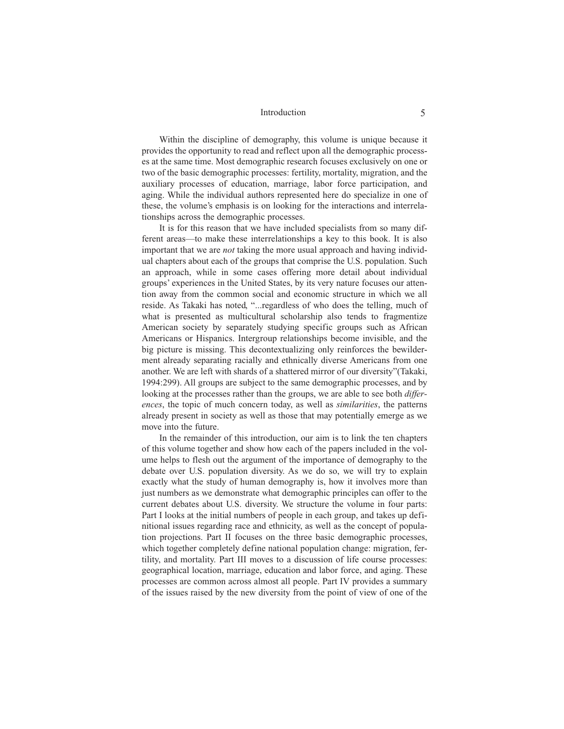Within the discipline of demography, this volume is unique because it provides the opportunity to read and reflect upon all the demographic processes at the same time. Most demographic research focuses exclusively on one or two of the basic demographic processes: fertility, mortality, migration, and the auxiliary processes of education, marriage, labor force participation, and aging. While the individual authors represented here do specialize in one of these, the volume's emphasis is on looking for the interactions and interrelationships across the demographic processes.

It is for this reason that we have included specialists from so many different areas—to make these interrelationships a key to this book. It is also important that we are *not* taking the more usual approach and having individual chapters about each of the groups that comprise the U.S. population. Such an approach, while in some cases offering more detail about individual groups' experiences in the United States, by its very nature focuses our attention away from the common social and economic structure in which we all reside. As Takaki has noted, "...regardless of who does the telling, much of what is presented as multicultural scholarship also tends to fragmentize American society by separately studying specific groups such as African Americans or Hispanics. Intergroup relationships become invisible, and the big picture is missing. This decontextualizing only reinforces the bewilderment already separating racially and ethnically diverse Americans from one another. We are left with shards of a shattered mirror of our diversity"(Takaki, 1994:299). All groups are subject to the same demographic processes, and by looking at the processes rather than the groups, we are able to see both *differences*, the topic of much concern today, as well as *similarities*, the patterns already present in society as well as those that may potentially emerge as we move into the future.

In the remainder of this introduction, our aim is to link the ten chapters of this volume together and show how each of the papers included in the volume helps to flesh out the argument of the importance of demography to the debate over U.S. population diversity. As we do so, we will try to explain exactly what the study of human demography is, how it involves more than just numbers as we demonstrate what demographic principles can offer to the current debates about U.S. diversity. We structure the volume in four parts: Part I looks at the initial numbers of people in each group, and takes up definitional issues regarding race and ethnicity, as well as the concept of population projections. Part II focuses on the three basic demographic processes, which together completely define national population change: migration, fertility, and mortality. Part III moves to a discussion of life course processes: geographical location, marriage, education and labor force, and aging. These processes are common across almost all people. Part IV provides a summary of the issues raised by the new diversity from the point of view of one of the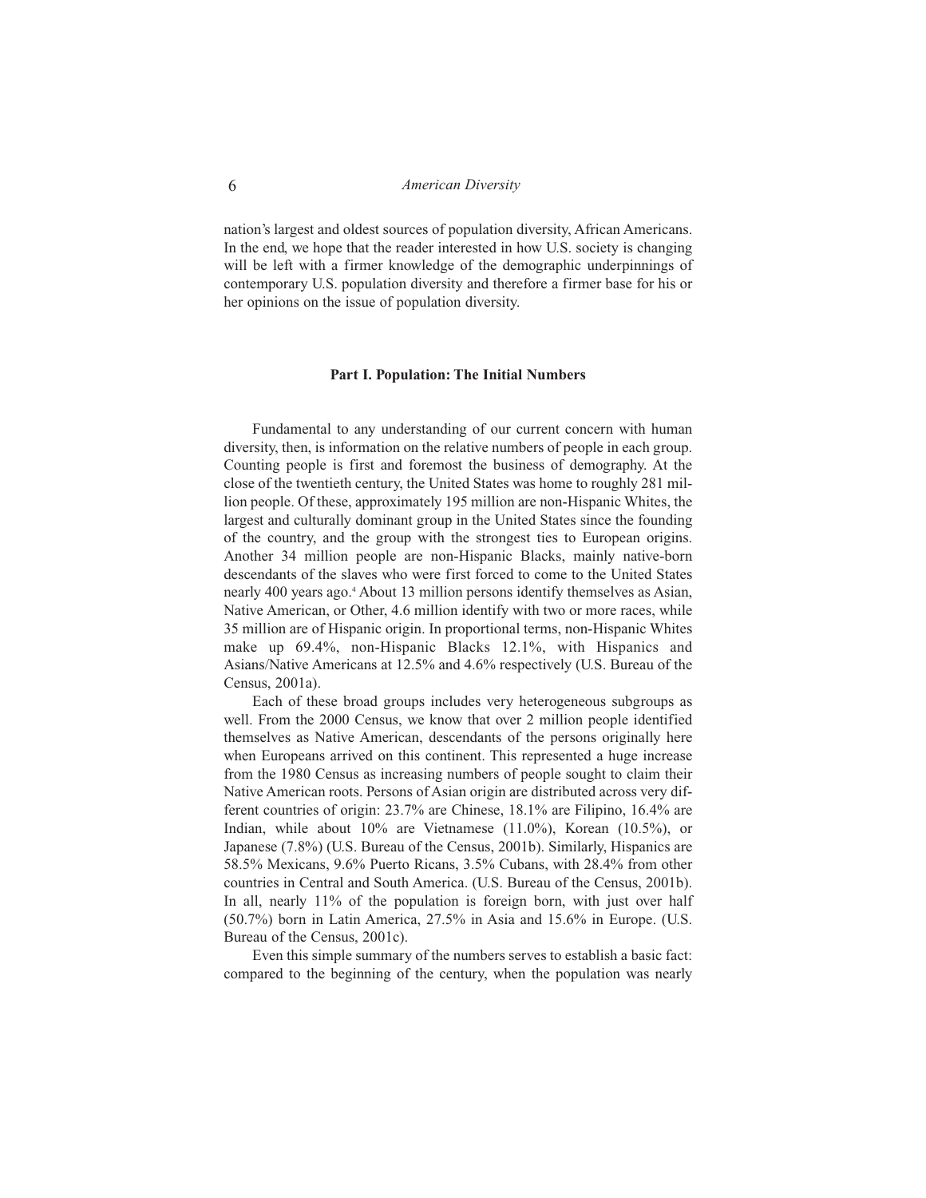nation's largest and oldest sources of population diversity, African Americans. In the end, we hope that the reader interested in how U.S. society is changing will be left with a firmer knowledge of the demographic underpinnings of contemporary U.S. population diversity and therefore a firmer base for his or her opinions on the issue of population diversity.

## Part I. Population: The Initial Numbers

Fundamental to any understanding of our current concern with human diversity, then, is information on the relative numbers of people in each group. Counting people is first and foremost the business of demography. At the close of the twentieth century, the United States was home to roughly 281 million people. Of these, approximately 195 million are non-Hispanic Whites, the largest and culturally dominant group in the United States since the founding of the country, and the group with the strongest ties to European origins. Another 34 million people are non-Hispanic Blacks, mainly native-born descendants of the slaves who were first forced to come to the United States nearly 400 years ago.[4] About 13 million persons identify themselves as Asian, Native American, or Other, 4.6 million identify with two or more races, while 35 million are of Hispanic origin. In proportional terms, non-Hispanic Whites make up 69.4%, non-Hispanic Blacks 12.1%, with Hispanics and Asians/Native Americans at 12.5% and 4.6% respectively (U.S. Bureau of the Census, 2001a).

Each of these broad groups includes very heterogeneous subgroups as well. From the 2000 Census, we know that over 2 million people identified themselves as Native American, descendants of the persons originally here when Europeans arrived on this continent. This represented a huge increase from the 1980 Census as increasing numbers of people sought to claim their Native American roots. Persons of Asian origin are distributed across very different countries of origin: 23.7% are Chinese, 18.1% are Filipino, 16.4% are Indian, while about 10% are Vietnamese (11.0%), Korean (10.5%), or Japanese (7.8%) (U.S. Bureau of the Census, 2001b). Similarly, Hispanics are 58.5% Mexicans, 9.6% Puerto Ricans, 3.5% Cubans, with 28.4% from other countries in Central and South America. (U.S. Bureau of the Census, 2001b). In all, nearly 11% of the population is foreign born, with just over half (50.7%) born in Latin America, 27.5% in Asia and 15.6% in Europe. (U.S. Bureau of the Census, 2001c).

Even this simple summary of the numbers serves to establish a basic fact: compared to the beginning of the century, when the population was nearly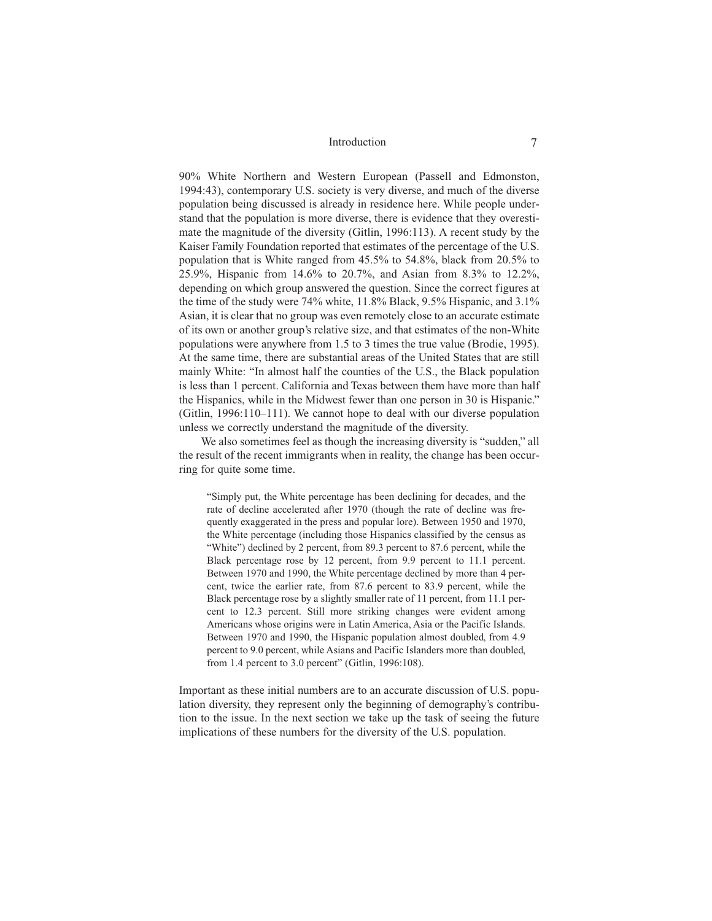90% White Northern and Western European (Passell and Edmonston, 1994:43), contemporary U.S. society is very diverse, and much of the diverse population being discussed is already in residence here. While people understand that the population is more diverse, there is evidence that they overestimate the magnitude of the diversity (Gitlin, 1996:113). A recent study by the Kaiser Family Foundation reported that estimates of the percentage of the U.S. population that is White ranged from 45.5% to 54.8%, black from 20.5% to 25.9%, Hispanic from 14.6% to 20.7%, and Asian from 8.3% to 12.2%, depending on which group answered the question. Since the correct figures at the time of the study were 74% white, 11.8% Black, 9.5% Hispanic, and 3.1% Asian, it is clear that no group was even remotely close to an accurate estimate of its own or another group's relative size, and that estimates of the non-White populations were anywhere from 1.5 to 3 times the true value (Brodie, 1995). At the same time, there are substantial areas of the United States that are still mainly White: "In almost half the counties of the U.S., the Black population is less than 1 percent. California and Texas between them have more than half the Hispanics, while in the Midwest fewer than one person in 30 is Hispanic." (Gitlin, 1996:110–111). We cannot hope to deal with our diverse population unless we correctly understand the magnitude of the diversity.

We also sometimes feel as though the increasing diversity is "sudden," all the result of the recent immigrants when in reality, the change has been occurring for quite some time.

> "Simply put, the White percentage has been declining for decades, and the rate of decline accelerated after 1970 (though the rate of decline was frequently exaggerated in the press and popular lore). Between 1950 and 1970, the White percentage (including those Hispanics classified by the census as "White") declined by 2 percent, from 89.3 percent to 87.6 percent, while the Black percentage rose by 12 percent, from 9.9 percent to 11.1 percent. Between 1970 and 1990, the White percentage declined by more than 4 percent, twice the earlier rate, from 87.6 percent to 83.9 percent, while the Black percentage rose by a slightly smaller rate of 11 percent, from 11.1 percent to 12.3 percent. Still more striking changes were evident among Americans whose origins were in Latin America, Asia or the Pacific Islands. Between 1970 and 1990, the Hispanic population almost doubled, from 4.9 percent to 9.0 percent, while Asians and Pacific Islanders more than doubled, from 1.4 percent to 3.0 percent" (Gitlin, 1996:108).

Important as these initial numbers are to an accurate discussion of U.S. population diversity, they represent only the beginning of demography's contribution to the issue. In the next section we take up the task of seeing the future implications of these numbers for the diversity of the U.S. population.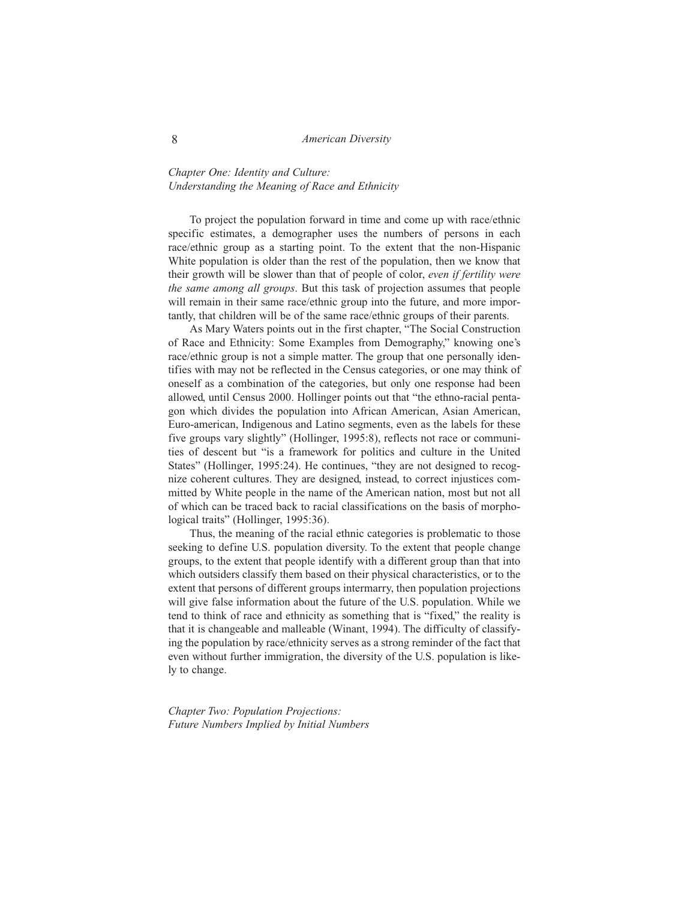*Chapter One: Identity and Culture:*
*Understanding the Meaning of Race and Ethnicity*

To project the population forward in time and come up with race/ethnic specific estimates, a demographer uses the numbers of persons in each race/ethnic group as a starting point. To the extent that the non-Hispanic White population is older than the rest of the population, then we know that their growth will be slower than that of people of color, *even if fertility were the same among all groups*. But this task of projection assumes that people will remain in their same race/ethnic group into the future, and more importantly, that children will be of the same race/ethnic groups of their parents.

As Mary Waters points out in the first chapter, "The Social Construction of Race and Ethnicity: Some Examples from Demography," knowing one's race/ethnic group is not a simple matter. The group that one personally identifies with may not be reflected in the Census categories, or one may think of oneself as a combination of the categories, but only one response had been allowed, until Census 2000. Hollinger points out that "the ethno-racial pentagon which divides the population into African American, Asian American, Euro-american, Indigenous and Latino segments, even as the labels for these five groups vary slightly" (Hollinger, 1995:8), reflects not race or communities of descent but "is a framework for politics and culture in the United States" (Hollinger, 1995:24). He continues, "they are not designed to recognize coherent cultures. They are designed, instead, to correct injustices committed by White people in the name of the American nation, most but not all of which can be traced back to racial classifications on the basis of morphological traits" (Hollinger, 1995:36).

Thus, the meaning of the racial ethnic categories is problematic to those seeking to define U.S. population diversity. To the extent that people change groups, to the extent that people identify with a different group than that into which outsiders classify them based on their physical characteristics, or to the extent that persons of different groups intermarry, then population projections will give false information about the future of the U.S. population. While we tend to think of race and ethnicity as something that is "fixed," the reality is that it is changeable and malleable (Winant, 1994). The difficulty of classifying the population by race/ethnicity serves as a strong reminder of the fact that even without further immigration, the diversity of the U.S. population is likely to change.

*Chapter Two: Population Projections:*
*Future Numbers Implied by Initial Numbers*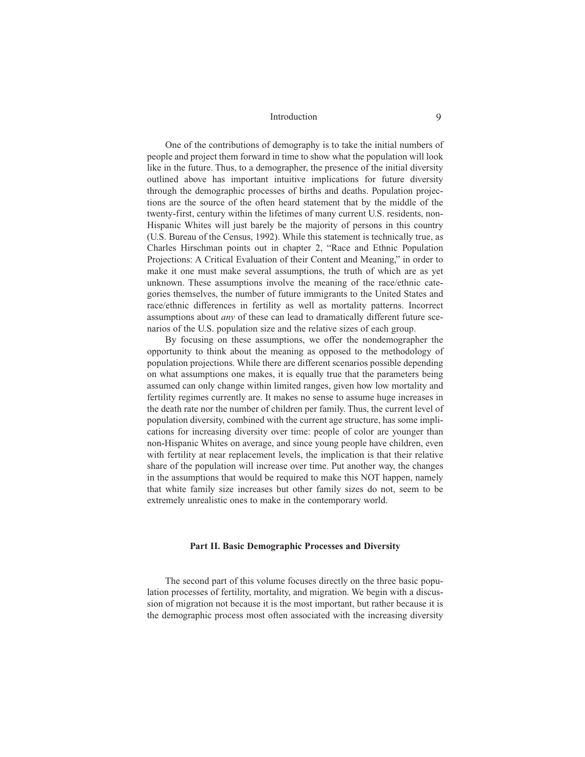One of the contributions of demography is to take the initial numbers of people and project them forward in time to show what the population will look like in the future. Thus, to a demographer, the presence of the initial diversity outlined above has important intuitive implications for future diversity through the demographic processes of births and deaths. Population projections are the source of the often heard statement that by the middle of the twenty-first, century within the lifetimes of many current U.S. residents, non-Hispanic Whites will just barely be the majority of persons in this country (U.S. Bureau of the Census, 1992). While this statement is technically true, as Charles Hirschman points out in chapter 2, "Race and Ethnic Population Projections: A Critical Evaluation of their Content and Meaning," in order to make it one must make several assumptions, the truth of which are as yet unknown. These assumptions involve the meaning of the race/ethnic categories themselves, the number of future immigrants to the United States and race/ethnic differences in fertility as well as mortality patterns. Incorrect assumptions about *any* of these can lead to dramatically different future scenarios of the U.S. population size and the relative sizes of each group.

By focusing on these assumptions, we offer the nondemographer the opportunity to think about the meaning as opposed to the methodology of population projections. While there are different scenarios possible depending on what assumptions one makes, it is equally true that the parameters being assumed can only change within limited ranges, given how low mortality and fertility regimes currently are. It makes no sense to assume huge increases in the death rate nor the number of children per family. Thus, the current level of population diversity, combined with the current age structure, has some implications for increasing diversity over time: people of color are younger than non-Hispanic Whites on average, and since young people have children, even with fertility at near replacement levels, the implication is that their relative share of the population will increase over time. Put another way, the changes in the assumptions that would be required to make this NOT happen, namely that white family size increases but other family sizes do not, seem to be extremely unrealistic ones to make in the contemporary world.

## Part II. Basic Demographic Processes and Diversity

The second part of this volume focuses directly on the three basic population processes of fertility, mortality, and migration. We begin with a discussion of migration not because it is the most important, but rather because it is the demographic process most often associated with the increasing diversity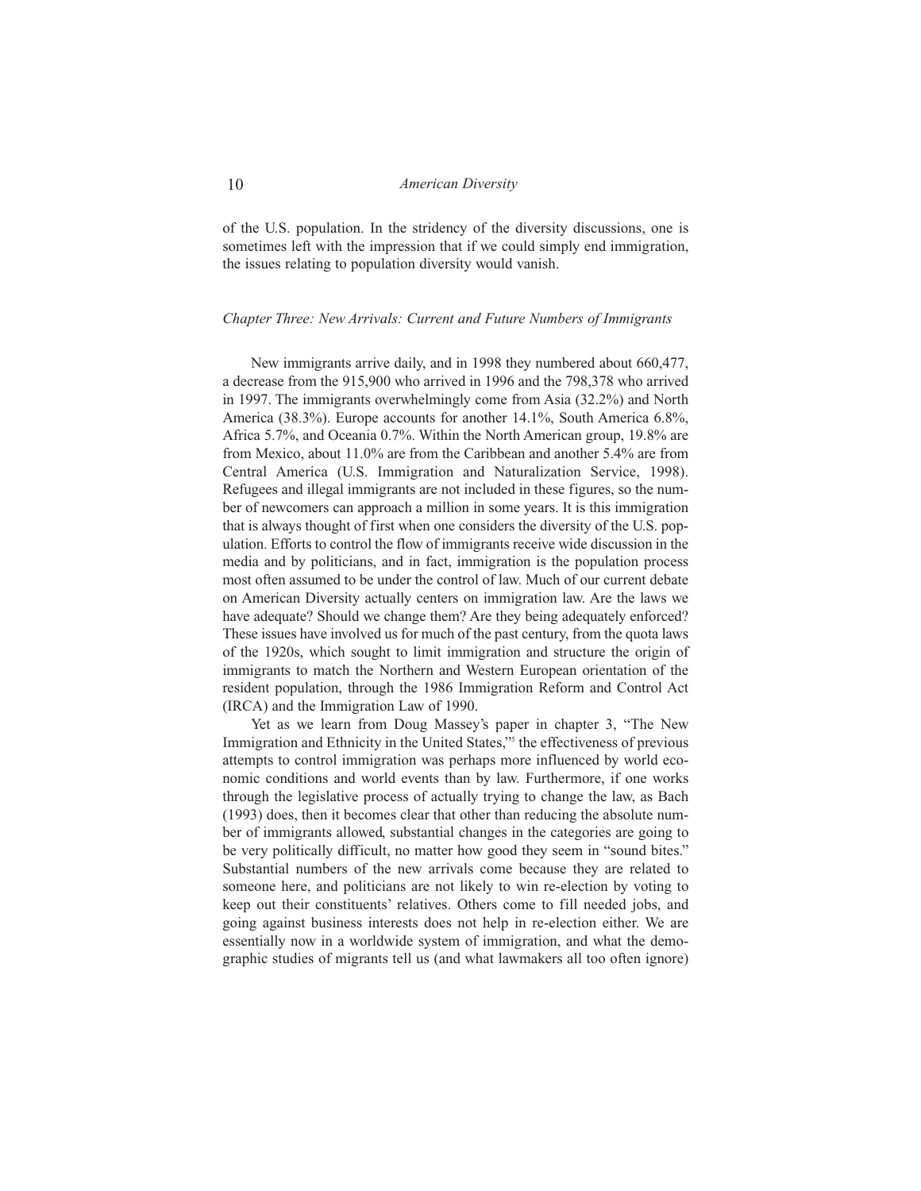of the U.S. population. In the stridency of the diversity discussions, one is sometimes left with the impression that if we could simply end immigration, the issues relating to population diversity would vanish.

### *Chapter Three: New Arrivals: Current and Future Numbers of Immigrants*

New immigrants arrive daily, and in 1998 they numbered about 660,477, a decrease from the 915,900 who arrived in 1996 and the 798,378 who arrived in 1997. The immigrants overwhelmingly come from Asia (32.2%) and North America (38.3%). Europe accounts for another 14.1%, South America 6.8%, Africa 5.7%, and Oceania 0.7%. Within the North American group, 19.8% are from Mexico, about 11.0% are from the Caribbean and another 5.4% are from Central America (U.S. Immigration and Naturalization Service, 1998). Refugees and illegal immigrants are not included in these figures, so the number of newcomers can approach a million in some years. It is this immigration that is always thought of first when one considers the diversity of the U.S. population. Efforts to control the flow of immigrants receive wide discussion in the media and by politicians, and in fact, immigration is the population process most often assumed to be under the control of law. Much of our current debate on American Diversity actually centers on immigration law. Are the laws we have adequate? Should we change them? Are they being adequately enforced? These issues have involved us for much of the past century, from the quota laws of the 1920s, which sought to limit immigration and structure the origin of immigrants to match the Northern and Western European orientation of the resident population, through the 1986 Immigration Reform and Control Act (IRCA) and the Immigration Law of 1990.

Yet as we learn from Doug Massey's paper in chapter 3, "The New Immigration and Ethnicity in the United States,"[5] the effectiveness of previous attempts to control immigration was perhaps more influenced by world economic conditions and world events than by law. Furthermore, if one works through the legislative process of actually trying to change the law, as Bach (1993) does, then it becomes clear that other than reducing the absolute number of immigrants allowed, substantial changes in the categories are going to be very politically difficult, no matter how good they seem in "sound bites." Substantial numbers of the new arrivals come because they are related to someone here, and politicians are not likely to win re-election by voting to keep out their constituents' relatives. Others come to fill needed jobs, and going against business interests does not help in re-election either. We are essentially now in a worldwide system of immigration, and what the demographic studies of migrants tell us (and what lawmakers all too often ignore)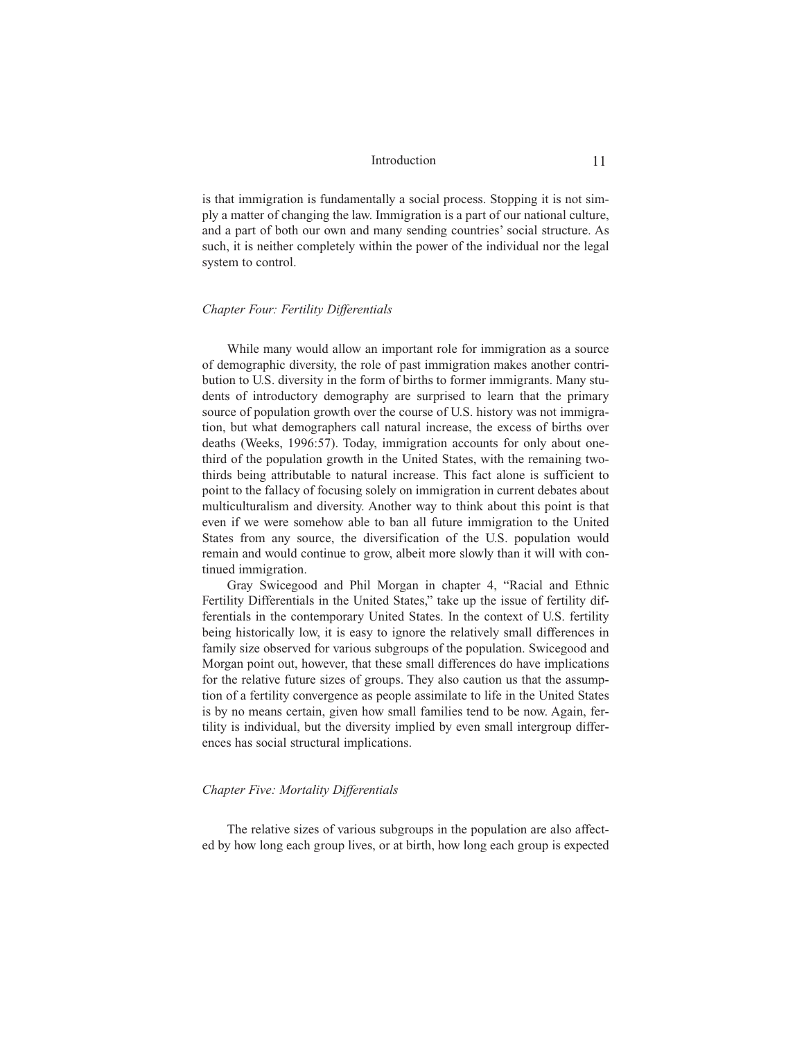is that immigration is fundamentally a social process. Stopping it is not simply a matter of changing the law. Immigration is a part of our national culture, and a part of both our own and many sending countries' social structure. As such, it is neither completely within the power of the individual nor the legal system to control.

### *Chapter Four: Fertility Differentials*

While many would allow an important role for immigration as a source of demographic diversity, the role of past immigration makes another contribution to U.S. diversity in the form of births to former immigrants. Many students of introductory demography are surprised to learn that the primary source of population growth over the course of U.S. history was not immigration, but what demographers call natural increase, the excess of births over deaths (Weeks, 1996:57). Today, immigration accounts for only about one-third of the population growth in the United States, with the remaining two-thirds being attributable to natural increase. This fact alone is sufficient to point to the fallacy of focusing solely on immigration in current debates about multiculturalism and diversity. Another way to think about this point is that even if we were somehow able to ban all future immigration to the United States from any source, the diversification of the U.S. population would remain and would continue to grow, albeit more slowly than it will with continued immigration.

Gray Swicegood and Phil Morgan in chapter 4, "Racial and Ethnic Fertility Differentials in the United States," take up the issue of fertility differentials in the contemporary United States. In the context of U.S. fertility being historically low, it is easy to ignore the relatively small differences in family size observed for various subgroups of the population. Swicegood and Morgan point out, however, that these small differences do have implications for the relative future sizes of groups. They also caution us that the assumption of a fertility convergence as people assimilate to life in the United States is by no means certain, given how small families tend to be now. Again, fertility is individual, but the diversity implied by even small intergroup differences has social structural implications.

### *Chapter Five: Mortality Differentials*

The relative sizes of various subgroups in the population are also affected by how long each group lives, or at birth, how long each group is expected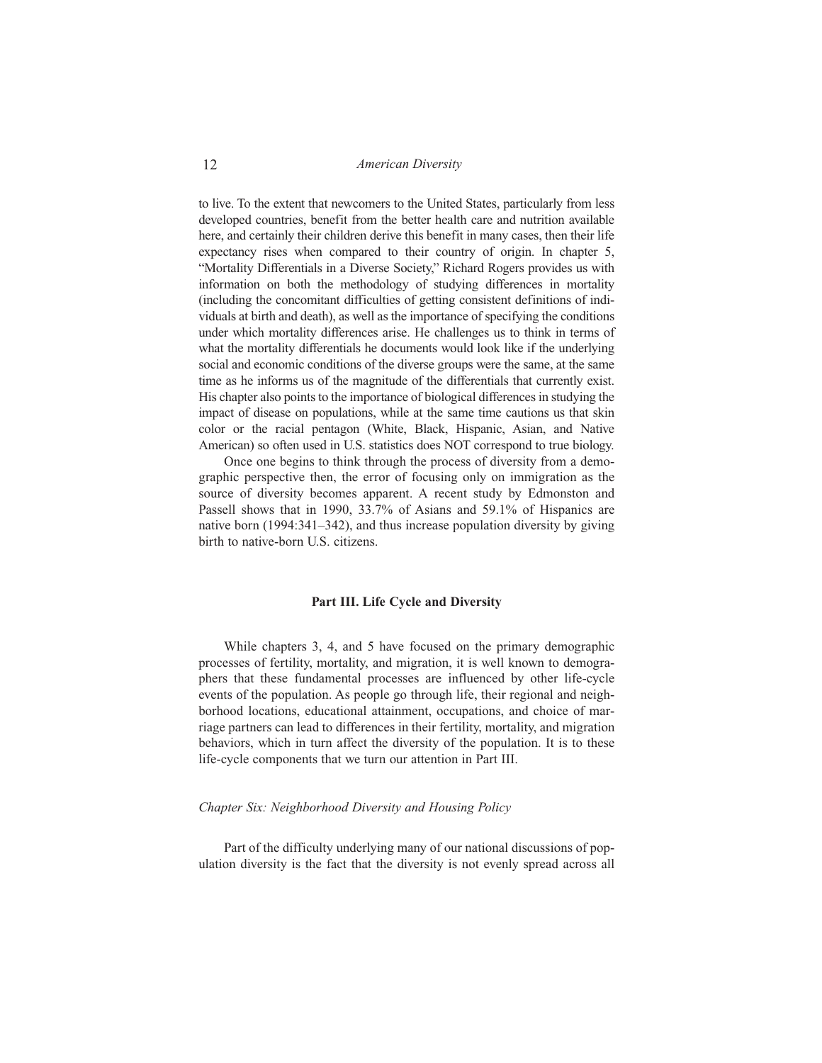to live. To the extent that newcomers to the United States, particularly from less developed countries, benefit from the better health care and nutrition available here, and certainly their children derive this benefit in many cases, then their life expectancy rises when compared to their country of origin. In chapter 5, "Mortality Differentials in a Diverse Society," Richard Rogers provides us with information on both the methodology of studying differences in mortality (including the concomitant difficulties of getting consistent definitions of individuals at birth and death), as well as the importance of specifying the conditions under which mortality differences arise. He challenges us to think in terms of what the mortality differentials he documents would look like if the underlying social and economic conditions of the diverse groups were the same, at the same time as he informs us of the magnitude of the differentials that currently exist. His chapter also points to the importance of biological differences in studying the impact of disease on populations, while at the same time cautions us that skin color or the racial pentagon (White, Black, Hispanic, Asian, and Native American) so often used in U.S. statistics does NOT correspond to true biology.

Once one begins to think through the process of diversity from a demographic perspective then, the error of focusing only on immigration as the source of diversity becomes apparent. A recent study by Edmonston and Passell shows that in 1990, 33.7% of Asians and 59.1% of Hispanics are native born (1994:341–342), and thus increase population diversity by giving birth to native-born U.S. citizens.

## Part III. Life Cycle and Diversity

While chapters 3, 4, and 5 have focused on the primary demographic processes of fertility, mortality, and migration, it is well known to demographers that these fundamental processes are influenced by other life-cycle events of the population. As people go through life, their regional and neighborhood locations, educational attainment, occupations, and choice of marriage partners can lead to differences in their fertility, mortality, and migration behaviors, which in turn affect the diversity of the population. It is to these life-cycle components that we turn our attention in Part III.

### *Chapter Six: Neighborhood Diversity and Housing Policy*

Part of the difficulty underlying many of our national discussions of population diversity is the fact that the diversity is not evenly spread across all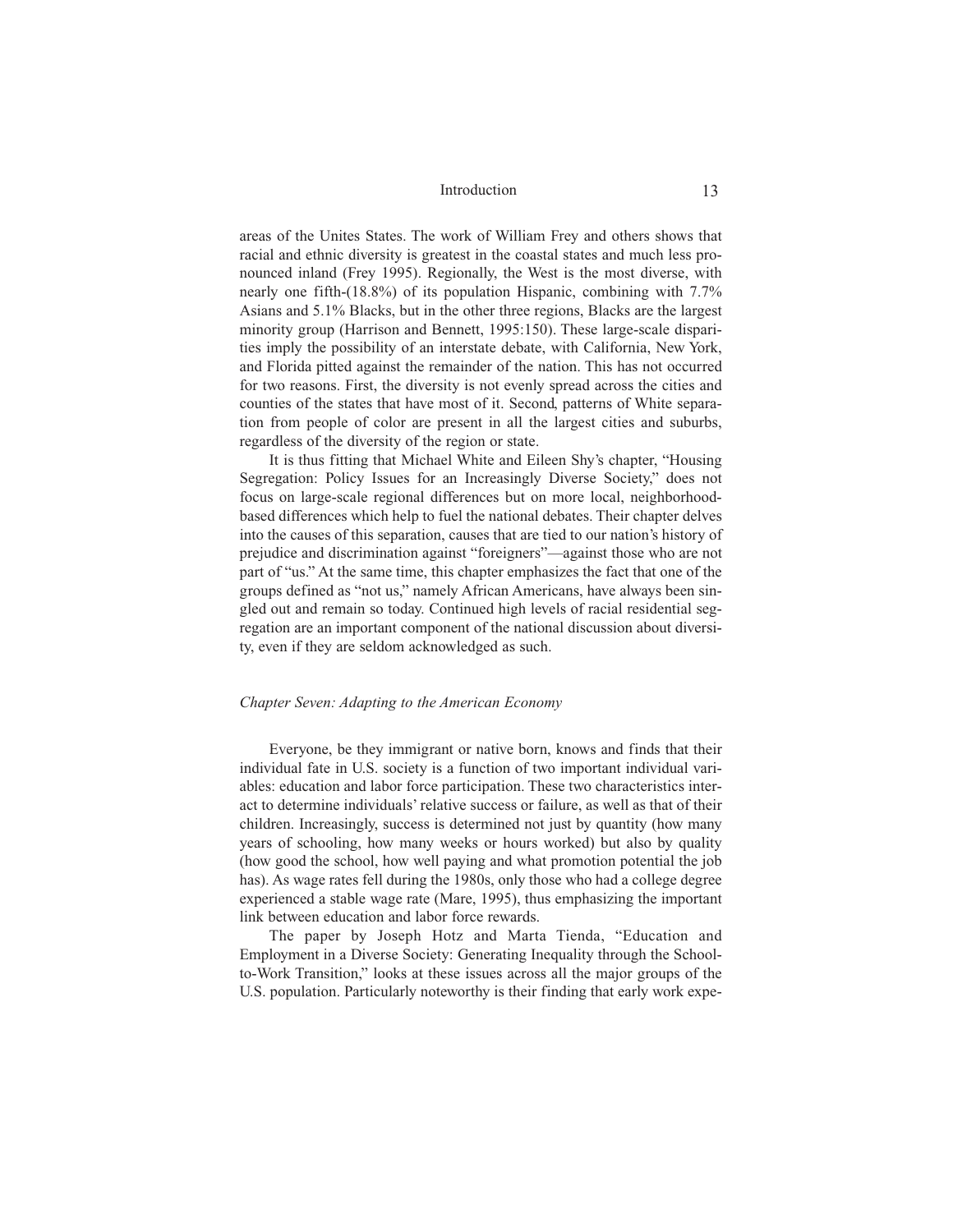areas of the Unites States. The work of William Frey and others shows that racial and ethnic diversity is greatest in the coastal states and much less pronounced inland (Frey 1995). Regionally, the West is the most diverse, with nearly one fifth-(18.8%) of its population Hispanic, combining with 7.7% Asians and 5.1% Blacks, but in the other three regions, Blacks are the largest minority group (Harrison and Bennett, 1995:150). These large-scale disparities imply the possibility of an interstate debate, with California, New York, and Florida pitted against the remainder of the nation. This has not occurred for two reasons. First, the diversity is not evenly spread across the cities and counties of the states that have most of it. Second, patterns of White separation from people of color are present in all the largest cities and suburbs, regardless of the diversity of the region or state.

It is thus fitting that Michael White and Eileen Shy's chapter, "Housing Segregation: Policy Issues for an Increasingly Diverse Society," does not focus on large-scale regional differences but on more local, neighborhood-based differences which help to fuel the national debates. Their chapter delves into the causes of this separation, causes that are tied to our nation's history of prejudice and discrimination against "foreigners"—against those who are not part of "us." At the same time, this chapter emphasizes the fact that one of the groups defined as "not us," namely African Americans, have always been singled out and remain so today. Continued high levels of racial residential segregation are an important component of the national discussion about diversity, even if they are seldom acknowledged as such.

### *Chapter Seven: Adapting to the American Economy*

Everyone, be they immigrant or native born, knows and finds that their individual fate in U.S. society is a function of two important individual variables: education and labor force participation. These two characteristics interact to determine individuals' relative success or failure, as well as that of their children. Increasingly, success is determined not just by quantity (how many years of schooling, how many weeks or hours worked) but also by quality (how good the school, how well paying and what promotion potential the job has). As wage rates fell during the 1980s, only those who had a college degree experienced a stable wage rate (Mare, 1995), thus emphasizing the important link between education and labor force rewards.

The paper by Joseph Hotz and Marta Tienda, "Education and Employment in a Diverse Society: Generating Inequality through the School-to-Work Transition," looks at these issues across all the major groups of the U.S. population. Particularly noteworthy is their finding that early work expe-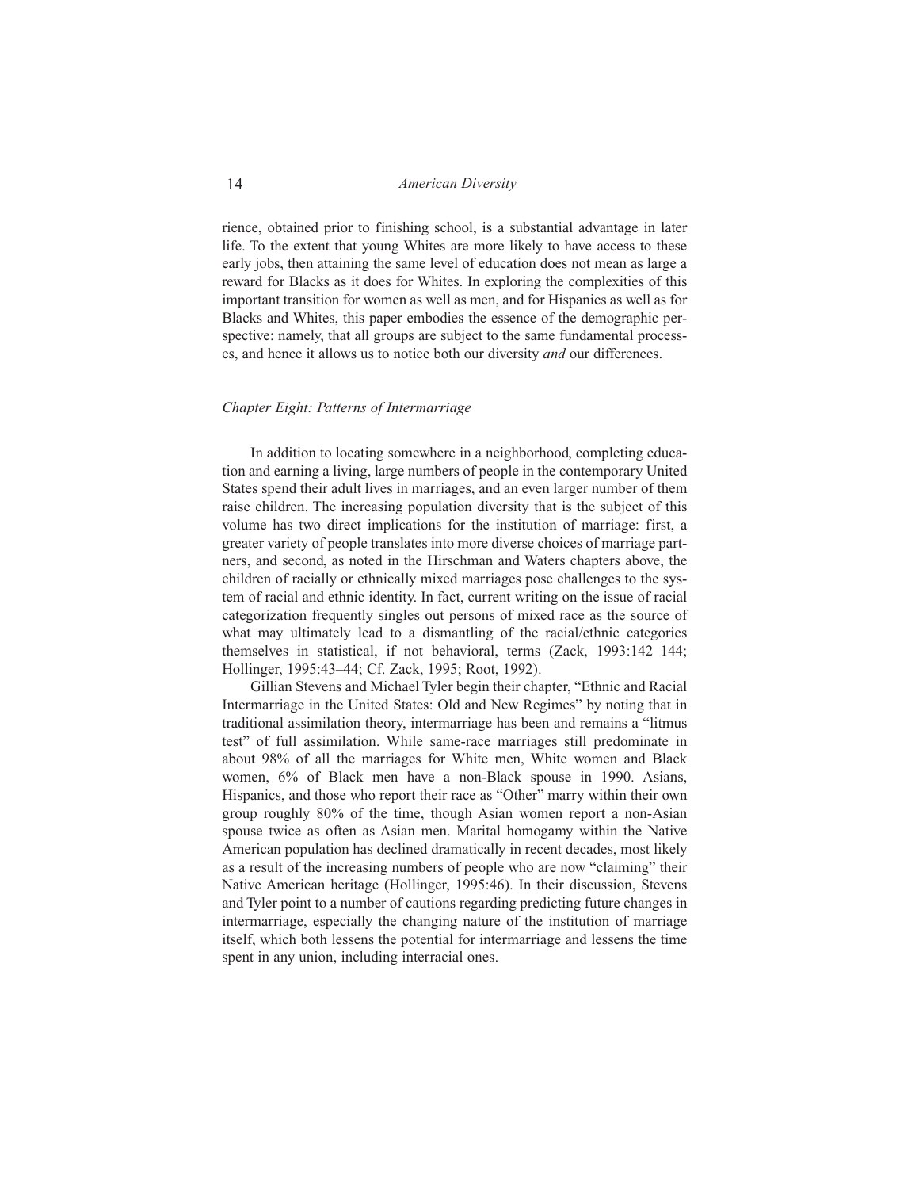rience, obtained prior to finishing school, is a substantial advantage in later life. To the extent that young Whites are more likely to have access to these early jobs, then attaining the same level of education does not mean as large a reward for Blacks as it does for Whites. In exploring the complexities of this important transition for women as well as men, and for Hispanics as well as for Blacks and Whites, this paper embodies the essence of the demographic perspective: namely, that all groups are subject to the same fundamental processes, and hence it allows us to notice both our diversity *and* our differences.

### *Chapter Eight: Patterns of Intermarriage*

In addition to locating somewhere in a neighborhood, completing education and earning a living, large numbers of people in the contemporary United States spend their adult lives in marriages, and an even larger number of them raise children. The increasing population diversity that is the subject of this volume has two direct implications for the institution of marriage: first, a greater variety of people translates into more diverse choices of marriage partners, and second, as noted in the Hirschman and Waters chapters above, the children of racially or ethnically mixed marriages pose challenges to the system of racial and ethnic identity. In fact, current writing on the issue of racial categorization frequently singles out persons of mixed race as the source of what may ultimately lead to a dismantling of the racial/ethnic categories themselves in statistical, if not behavioral, terms (Zack, 1993:142–144; Hollinger, 1995:43–44; Cf. Zack, 1995; Root, 1992).

Gillian Stevens and Michael Tyler begin their chapter, "Ethnic and Racial Intermarriage in the United States: Old and New Regimes" by noting that in traditional assimilation theory, intermarriage has been and remains a "litmus test" of full assimilation. While same-race marriages still predominate in about 98% of all the marriages for White men, White women and Black women, 6% of Black men have a non-Black spouse in 1990. Asians, Hispanics, and those who report their race as "Other" marry within their own group roughly 80% of the time, though Asian women report a non-Asian spouse twice as often as Asian men. Marital homogamy within the Native American population has declined dramatically in recent decades, most likely as a result of the increasing numbers of people who are now "claiming" their Native American heritage (Hollinger, 1995:46). In their discussion, Stevens and Tyler point to a number of cautions regarding predicting future changes in intermarriage, especially the changing nature of the institution of marriage itself, which both lessens the potential for intermarriage and lessens the time spent in any union, including interracial ones.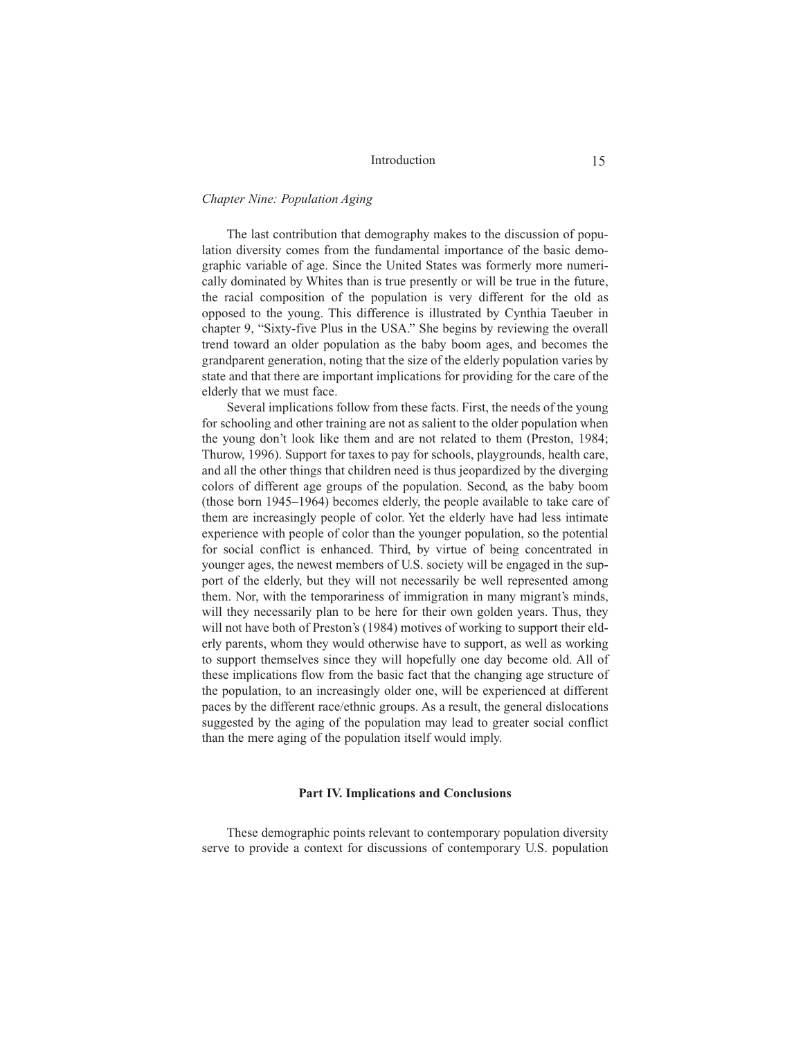### *Chapter Nine: Population Aging*

The last contribution that demography makes to the discussion of population diversity comes from the fundamental importance of the basic demographic variable of age. Since the United States was formerly more numerically dominated by Whites than is true presently or will be true in the future, the racial composition of the population is very different for the old as opposed to the young. This difference is illustrated by Cynthia Taeuber in chapter 9, "Sixty-five Plus in the USA." She begins by reviewing the overall trend toward an older population as the baby boom ages, and becomes the grandparent generation, noting that the size of the elderly population varies by state and that there are important implications for providing for the care of the elderly that we must face.

Several implications follow from these facts. First, the needs of the young for schooling and other training are not as salient to the older population when the young don't look like them and are not related to them (Preston, 1984; Thurow, 1996). Support for taxes to pay for schools, playgrounds, health care, and all the other things that children need is thus jeopardized by the diverging colors of different age groups of the population. Second, as the baby boom (those born 1945–1964) becomes elderly, the people available to take care of them are increasingly people of color. Yet the elderly have had less intimate experience with people of color than the younger population, so the potential for social conflict is enhanced. Third, by virtue of being concentrated in younger ages, the newest members of U.S. society will be engaged in the support of the elderly, but they will not necessarily be well represented among them. Nor, with the temporariness of immigration in many migrant's minds, will they necessarily plan to be here for their own golden years. Thus, they will not have both of Preston's (1984) motives of working to support their elderly parents, whom they would otherwise have to support, as well as working to support themselves since they will hopefully one day become old. All of these implications flow from the basic fact that the changing age structure of the population, to an increasingly older one, will be experienced at different paces by the different race/ethnic groups. As a result, the general dislocations suggested by the aging of the population may lead to greater social conflict than the mere aging of the population itself would imply.

## Part IV. Implications and Conclusions

These demographic points relevant to contemporary population diversity serve to provide a context for discussions of contemporary U.S. population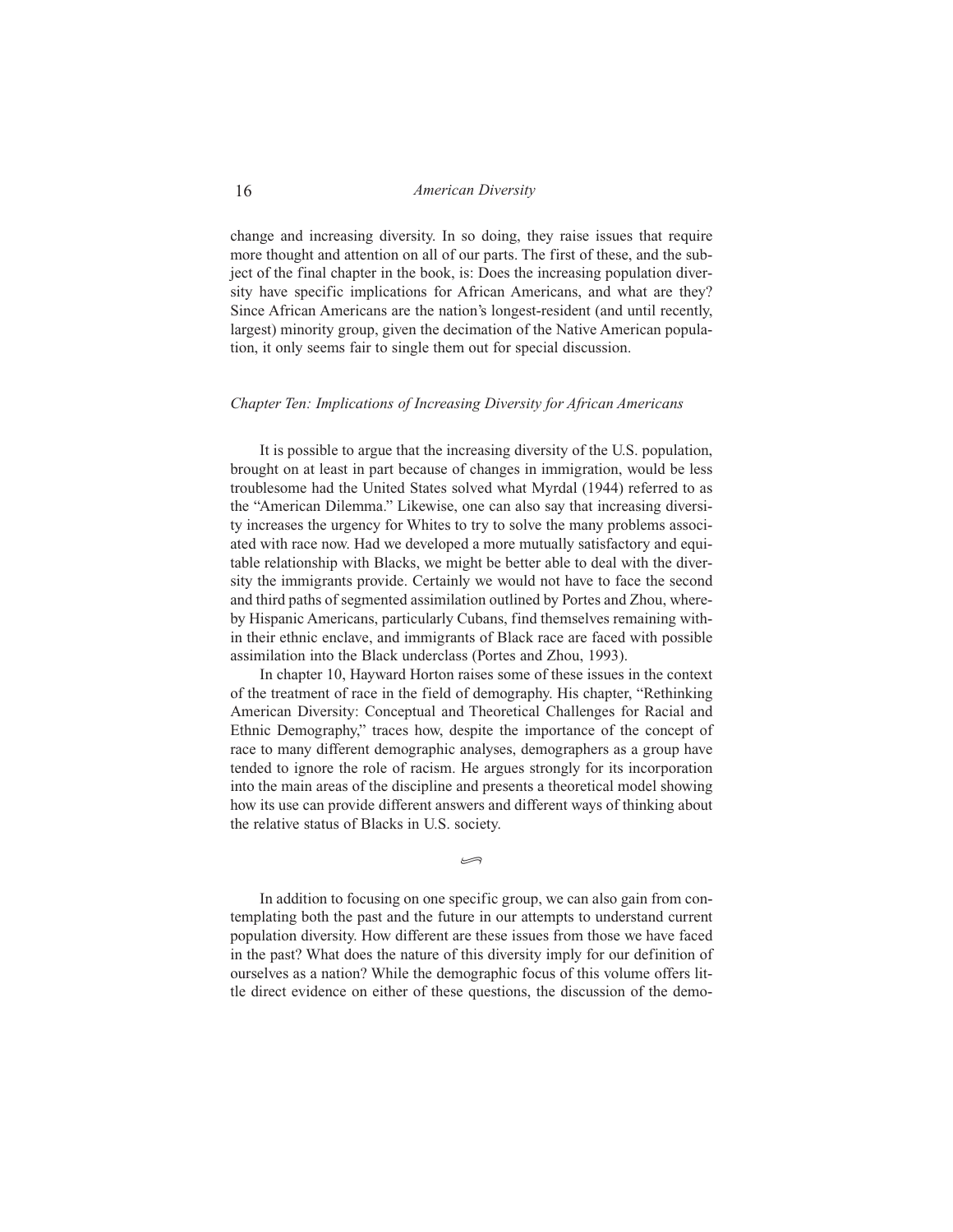change and increasing diversity. In so doing, they raise issues that require more thought and attention on all of our parts. The first of these, and the subject of the final chapter in the book, is: Does the increasing population diversity have specific implications for African Americans, and what are they? Since African Americans are the nation's longest-resident (and until recently, largest) minority group, given the decimation of the Native American population, it only seems fair to single them out for special discussion.

*Chapter Ten: Implications of Increasing Diversity for African Americans*

It is possible to argue that the increasing diversity of the U.S. population, brought on at least in part because of changes in immigration, would be less troublesome had the United States solved what Myrdal (1944) referred to as the "American Dilemma." Likewise, one can also say that increasing diversity increases the urgency for Whites to try to solve the many problems associated with race now. Had we developed a more mutually satisfactory and equitable relationship with Blacks, we might be better able to deal with the diversity the immigrants provide. Certainly we would not have to face the second and third paths of segmented assimilation outlined by Portes and Zhou, whereby Hispanic Americans, particularly Cubans, find themselves remaining within their ethnic enclave, and immigrants of Black race are faced with possible assimilation into the Black underclass (Portes and Zhou, 1993).

In chapter 10, Hayward Horton raises some of these issues in the context of the treatment of race in the field of demography. His chapter, "Rethinking American Diversity: Conceptual and Theoretical Challenges for Racial and Ethnic Demography," traces how, despite the importance of the concept of race to many different demographic analyses, demographers as a group have tended to ignore the role of racism. He argues strongly for its incorporation into the main areas of the discipline and presents a theoretical model showing how its use can provide different answers and different ways of thinking about the relative status of Blacks in U.S. society.

In addition to focusing on one specific group, we can also gain from contemplating both the past and the future in our attempts to understand current population diversity. How different are these issues from those we have faced in the past? What does the nature of this diversity imply for our definition of ourselves as a nation? While the demographic focus of this volume offers little direct evidence on either of these questions, the discussion of the demo-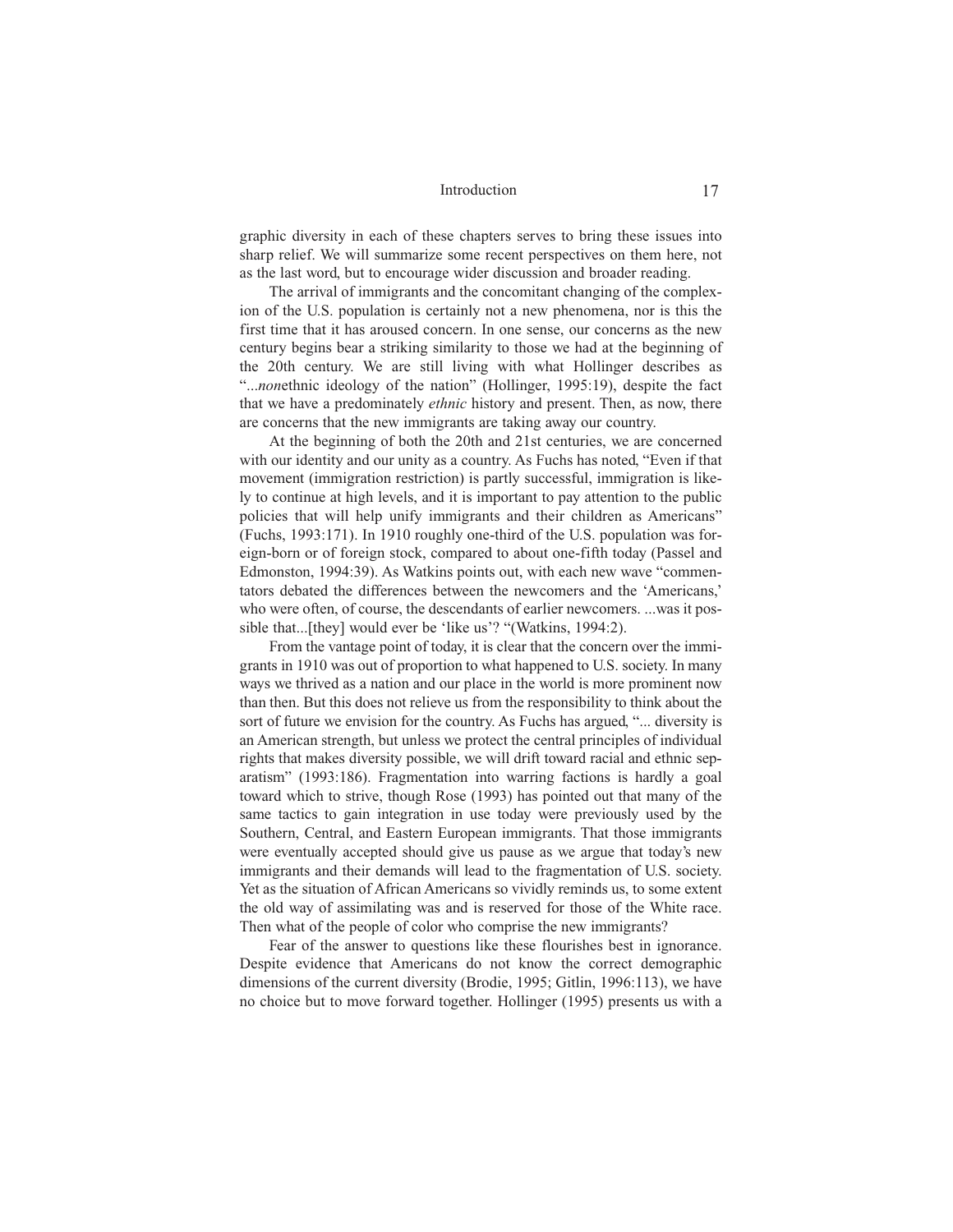graphic diversity in each of these chapters serves to bring these issues into sharp relief. We will summarize some recent perspectives on them here, not as the last word, but to encourage wider discussion and broader reading.

The arrival of immigrants and the concomitant changing of the complexion of the U.S. population is certainly not a new phenomena, nor is this the first time that it has aroused concern. In one sense, our concerns as the new century begins bear a striking similarity to those we had at the beginning of the 20th century. We are still living with what Hollinger describes as "...*non*ethnic ideology of the nation" (Hollinger, 1995:19), despite the fact that we have a predominately *ethnic* history and present. Then, as now, there are concerns that the new immigrants are taking away our country.

At the beginning of both the 20th and 21st centuries, we are concerned with our identity and our unity as a country. As Fuchs has noted, "Even if that movement (immigration restriction) is partly successful, immigration is likely to continue at high levels, and it is important to pay attention to the public policies that will help unify immigrants and their children as Americans" (Fuchs, 1993:171). In 1910 roughly one-third of the U.S. population was foreign-born or of foreign stock, compared to about one-fifth today (Passel and Edmonston, 1994:39). As Watkins points out, with each new wave "commentators debated the differences between the newcomers and the 'Americans,' who were often, of course, the descendants of earlier newcomers. ...was it possible that...[they] would ever be 'like us'? "(Watkins, 1994:2).

From the vantage point of today, it is clear that the concern over the immigrants in 1910 was out of proportion to what happened to U.S. society. In many ways we thrived as a nation and our place in the world is more prominent now than then. But this does not relieve us from the responsibility to think about the sort of future we envision for the country. As Fuchs has argued, "... diversity is an American strength, but unless we protect the central principles of individual rights that makes diversity possible, we will drift toward racial and ethnic separatism" (1993:186). Fragmentation into warring factions is hardly a goal toward which to strive, though Rose (1993) has pointed out that many of the same tactics to gain integration in use today were previously used by the Southern, Central, and Eastern European immigrants. That those immigrants were eventually accepted should give us pause as we argue that today's new immigrants and their demands will lead to the fragmentation of U.S. society. Yet as the situation of African Americans so vividly reminds us, to some extent the old way of assimilating was and is reserved for those of the White race. Then what of the people of color who comprise the new immigrants?

Fear of the answer to questions like these flourishes best in ignorance. Despite evidence that Americans do not know the correct demographic dimensions of the current diversity (Brodie, 1995; Gitlin, 1996:113), we have no choice but to move forward together. Hollinger (1995) presents us with a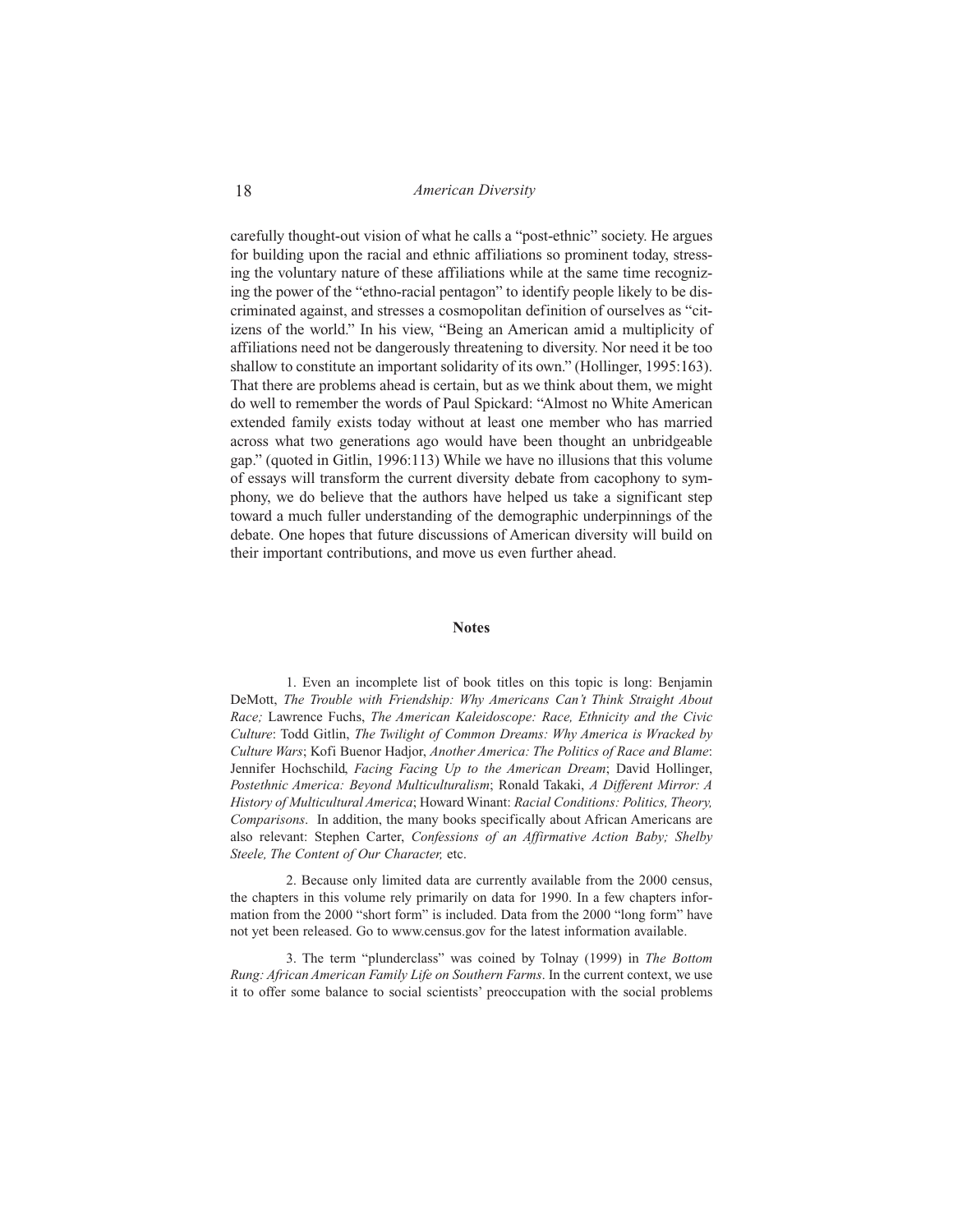carefully thought-out vision of what he calls a "post-ethnic" society. He argues for building upon the racial and ethnic affiliations so prominent today, stressing the voluntary nature of these affiliations while at the same time recognizing the power of the "ethno-racial pentagon" to identify people likely to be discriminated against, and stresses a cosmopolitan definition of ourselves as "citizens of the world." In his view, "Being an American amid a multiplicity of affiliations need not be dangerously threatening to diversity. Nor need it be too shallow to constitute an important solidarity of its own." (Hollinger, 1995:163). That there are problems ahead is certain, but as we think about them, we might do well to remember the words of Paul Spickard: "Almost no White American extended family exists today without at least one member who has married across what two generations ago would have been thought an unbridgeable gap." (quoted in Gitlin, 1996:113) While we have no illusions that this volume of essays will transform the current diversity debate from cacophony to symphony, we do believe that the authors have helped us take a significant step toward a much fuller understanding of the demographic underpinnings of the debate. One hopes that future discussions of American diversity will build on their important contributions, and move us even further ahead.

## Notes

1. Even an incomplete list of book titles on this topic is long: Benjamin DeMott, *The Trouble with Friendship: Why Americans Can't Think Straight About Race;* Lawrence Fuchs, *The American Kaleidoscope: Race, Ethnicity and the Civic Culture*: Todd Gitlin, *The Twilight of Common Dreams: Why America is Wracked by Culture Wars*; Kofi Buenor Hadjor, *Another America: The Politics of Race and Blame*: Jennifer Hochschild, *Facing Facing Up to the American Dream*; David Hollinger, *Postethnic America: Beyond Multiculturalism*; Ronald Takaki, *A Different Mirror: A History of Multicultural America*; Howard Winant: *Racial Conditions: Politics, Theory, Comparisons*. In addition, the many books specifically about African Americans are also relevant: Stephen Carter, *Confessions of an Affirmative Action Baby; Shelby Steele, The Content of Our Character,* etc.

2. Because only limited data are currently available from the 2000 census, the chapters in this volume rely primarily on data for 1990. In a few chapters information from the 2000 "short form" is included. Data from the 2000 "long form" have not yet been released. Go to www.census.gov for the latest information available.

3. The term "plunderclass" was coined by Tolnay (1999) in *The Bottom Rung: African American Family Life on Southern Farms*. In the current context, we use it to offer some balance to social scientists' preoccupation with the social problems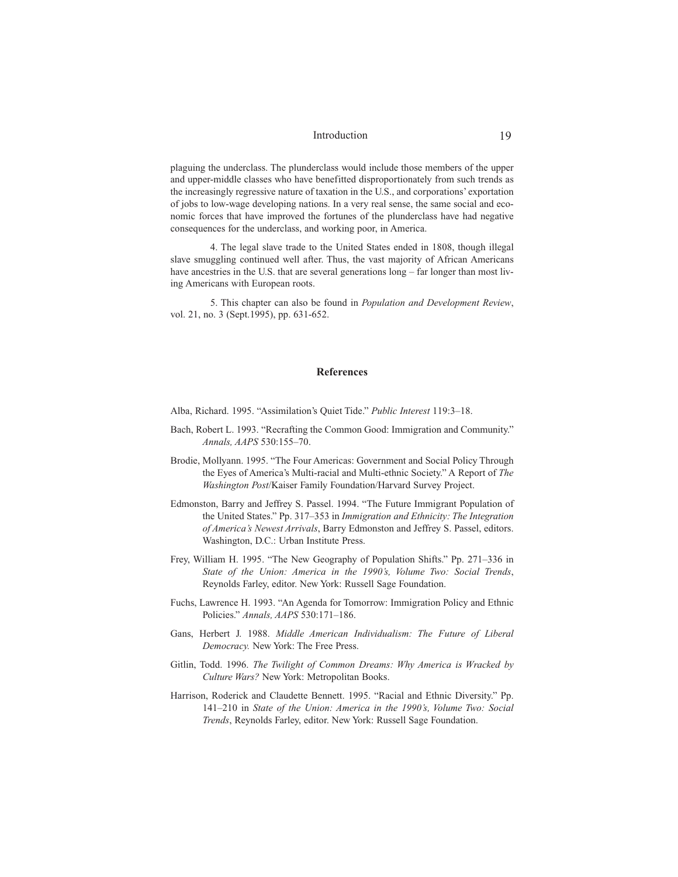plaguing the underclass. The plunderclass would include those members of the upper and upper-middle classes who have benefitted disproportionately from such trends as the increasingly regressive nature of taxation in the U.S., and corporations' exportation of jobs to low-wage developing nations. In a very real sense, the same social and economic forces that have improved the fortunes of the plunderclass have had negative consequences for the underclass, and working poor, in America.

4. The legal slave trade to the United States ended in 1808, though illegal slave smuggling continued well after. Thus, the vast majority of African Americans have ancestries in the U.S. that are several generations long – far longer than most living Americans with European roots.

5. This chapter can also be found in *Population and Development Review*, vol. 21, no. 3 (Sept.1995), pp. 631-652.

## References

Alba, Richard. 1995. "Assimilation's Quiet Tide." *Public Interest* 119:3–18.

Bach, Robert L. 1993. "Recrafting the Common Good: Immigration and Community." *Annals, AAPS* 530:155–70.

Brodie, Mollyann. 1995. "The Four Americas: Government and Social Policy Through the Eyes of America's Multi-racial and Multi-ethnic Society." A Report of *The Washington Post*/Kaiser Family Foundation/Harvard Survey Project.

Edmonston, Barry and Jeffrey S. Passel. 1994. "The Future Immigrant Population of the United States." Pp. 317–353 in *Immigration and Ethnicity: The Integration of America's Newest Arrivals*, Barry Edmonston and Jeffrey S. Passel, editors. Washington, D.C.: Urban Institute Press.

Frey, William H. 1995. "The New Geography of Population Shifts." Pp. 271–336 in *State of the Union: America in the 1990's, Volume Two: Social Trends*, Reynolds Farley, editor. New York: Russell Sage Foundation.

Fuchs, Lawrence H. 1993. "An Agenda for Tomorrow: Immigration Policy and Ethnic Policies." *Annals, AAPS* 530:171–186.

Gans, Herbert J. 1988. *Middle American Individualism: The Future of Liberal Democracy.* New York: The Free Press.

Gitlin, Todd. 1996. *The Twilight of Common Dreams: Why America is Wracked by Culture Wars?* New York: Metropolitan Books.

Harrison, Roderick and Claudette Bennett. 1995. "Racial and Ethnic Diversity." Pp. 141–210 in *State of the Union: America in the 1990's, Volume Two: Social Trends*, Reynolds Farley, editor. New York: Russell Sage Foundation.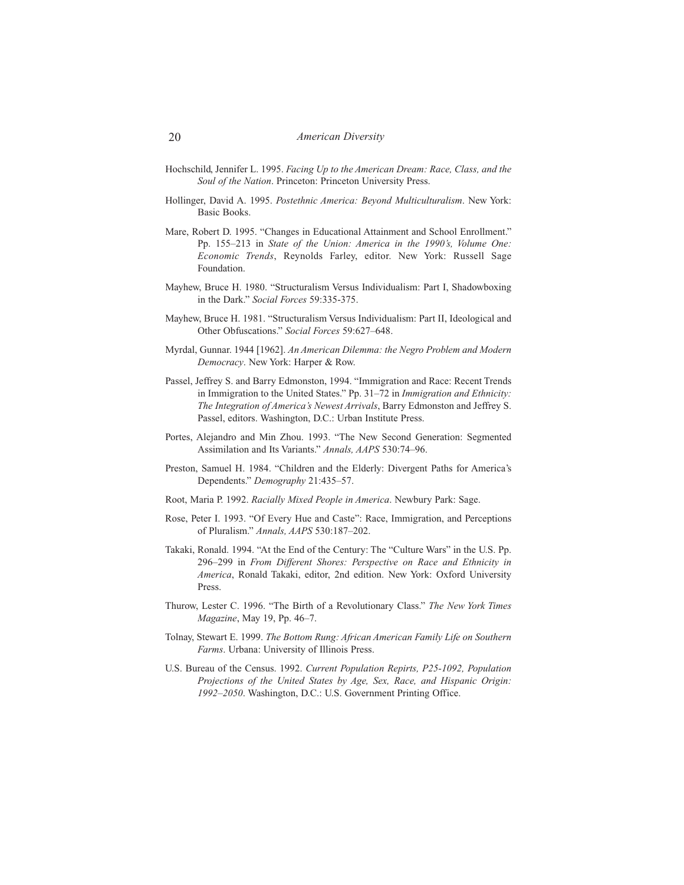Hochschild, Jennifer L. 1995. *Facing Up to the American Dream: Race, Class, and the Soul of the Nation*. Princeton: Princeton University Press.

Hollinger, David A. 1995. *Postethnic America: Beyond Multiculturalism*. New York: Basic Books.

Mare, Robert D. 1995. "Changes in Educational Attainment and School Enrollment." Pp. 155–213 in *State of the Union: America in the 1990's, Volume One: Economic Trends*, Reynolds Farley, editor. New York: Russell Sage Foundation.

Mayhew, Bruce H. 1980. "Structuralism Versus Individualism: Part I, Shadowboxing in the Dark." *Social Forces* 59:335-375.

Mayhew, Bruce H. 1981. "Structuralism Versus Individualism: Part II, Ideological and Other Obfuscations." *Social Forces* 59:627–648.

Myrdal, Gunnar. 1944 [1962]. *An American Dilemma: the Negro Problem and Modern Democracy*. New York: Harper & Row.

Passel, Jeffrey S. and Barry Edmonston, 1994. "Immigration and Race: Recent Trends in Immigration to the United States." Pp. 31–72 in *Immigration and Ethnicity: The Integration of America's Newest Arrivals*, Barry Edmonston and Jeffrey S. Passel, editors. Washington, D.C.: Urban Institute Press.

Portes, Alejandro and Min Zhou. 1993. "The New Second Generation: Segmented Assimilation and Its Variants." *Annals, AAPS* 530:74–96.

Preston, Samuel H. 1984. "Children and the Elderly: Divergent Paths for America's Dependents." *Demography* 21:435–57.

Root, Maria P. 1992. *Racially Mixed People in America*. Newbury Park: Sage.

Rose, Peter I. 1993. "Of Every Hue and Caste": Race, Immigration, and Perceptions of Pluralism." *Annals, AAPS* 530:187–202.

Takaki, Ronald. 1994. "At the End of the Century: The "Culture Wars" in the U.S. Pp. 296–299 in *From Different Shores: Perspective on Race and Ethnicity in America*, Ronald Takaki, editor, 2nd edition. New York: Oxford University Press.

Thurow, Lester C. 1996. "The Birth of a Revolutionary Class." *The New York Times Magazine*, May 19, Pp. 46–7.

Tolnay, Stewart E. 1999. *The Bottom Rung: African American Family Life on Southern Farms*. Urbana: University of Illinois Press.

U.S. Bureau of the Census. 1992. *Current Population Repirts, P25-1092, Population Projections of the United States by Age, Sex, Race, and Hispanic Origin: 1992–2050*. Washington, D.C.: U.S. Government Printing Office.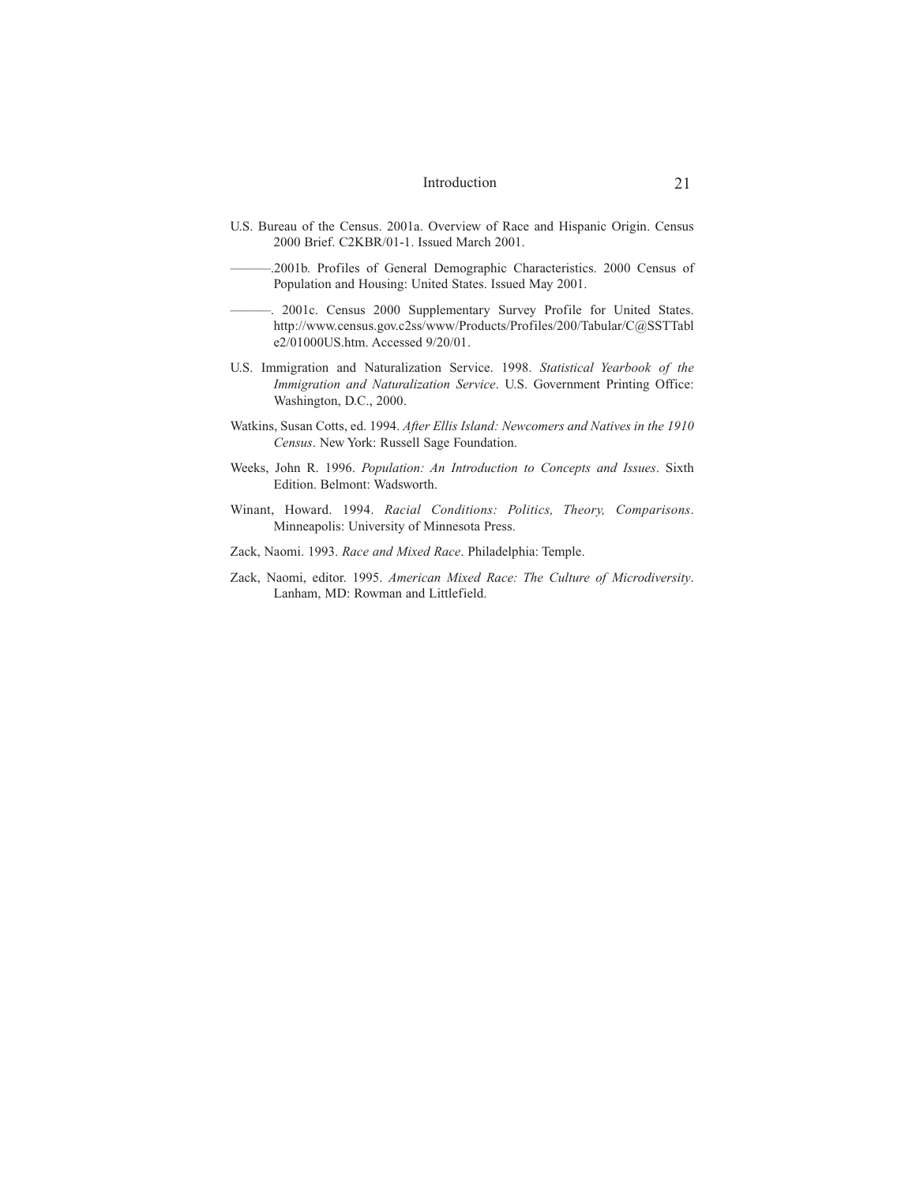U.S. Bureau of the Census. 2001a. Overview of Race and Hispanic Origin. Census 2000 Brief. C2KBR/01-1. Issued March 2001.

———.2001b. Profiles of General Demographic Characteristics. 2000 Census of Population and Housing: United States. Issued May 2001.

———. 2001c. Census 2000 Supplementary Survey Profile for United States. http://www.census.gov.c2ss/www/Products/Profiles/200/Tabular/C@SSTTable2/01000US.htm. Accessed 9/20/01.

U.S. Immigration and Naturalization Service. 1998. *Statistical Yearbook of the Immigration and Naturalization Service*. U.S. Government Printing Office: Washington, D.C., 2000.

Watkins, Susan Cotts, ed. 1994. *After Ellis Island: Newcomers and Natives in the 1910 Census*. New York: Russell Sage Foundation.

Weeks, John R. 1996. *Population: An Introduction to Concepts and Issues*. Sixth Edition. Belmont: Wadsworth.

Winant, Howard. 1994. *Racial Conditions: Politics, Theory, Comparisons*. Minneapolis: University of Minnesota Press.

Zack, Naomi. 1993. *Race and Mixed Race*. Philadelphia: Temple.

Zack, Naomi, editor. 1995. *American Mixed Race: The Culture of Microdiversity*. Lanham, MD: Rowman and Littlefield.